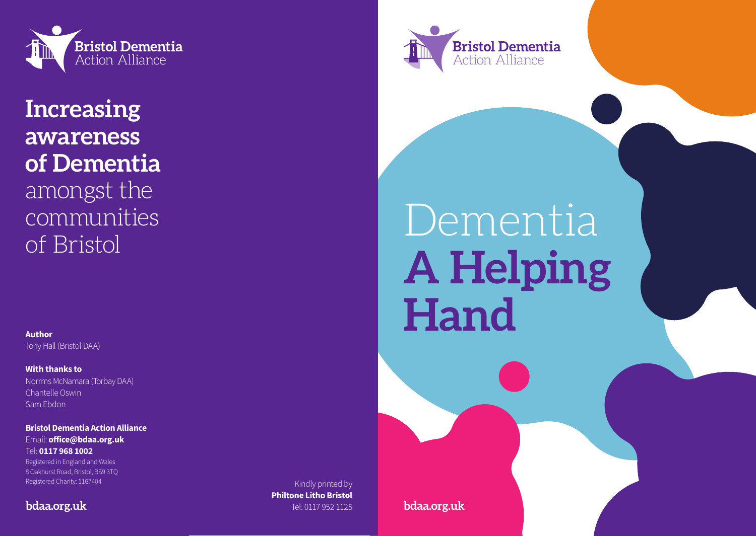Bristol Dementia Action Alliance

# Increasing awareness of Dementia amongst the communities of Bristol

**Author**
Tony Hall (Bristol DAA)

**With thanks to**
Norrms McNamara (Torbay DAA)
Chantelle Oswin
Sam Ebdon

**Bristol Dementia Action Alliance**
Email: **office@bdaa.org.uk**
Tel: **0117 968 1002**
Registered in England and Wales
8 Oakhurst Road, Bristol, BS9 3TQ
Registered Charity: 1167404

**bdaa.org.uk**

Kindly printed by
**Philtone Litho Bristol**
Tel: 0117 952 1125

Bristol Dementia Action Alliance

# Dementia **A Helping Hand**

**bdaa.org.uk**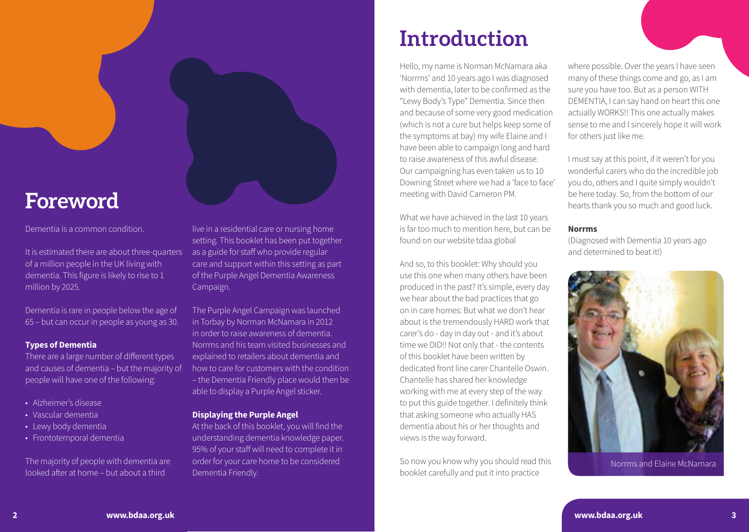# Foreword

Dementia is a common condition.

It is estimated there are about three-quarters of a million people in the UK living with dementia. This figure is likely to rise to 1 million by 2025.

Dementia is rare in people below the age of 65 – but can occur in people as young as 30.

### Types of Dementia

There are a large number of different types and causes of dementia – but the majority of people will have one of the following:

- Alzheimer's disease
- Vascular dementia
- Lewy body dementia
- Frontotemporal dementia

The majority of people with dementia are looked after at home – but about a third live in a residential care or nursing home setting. This booklet has been put together as a guide for staff who provide regular care and support within this setting as part of the Purple Angel Dementia Awareness Campaign.

The Purple Angel Campaign was launched in Torbay by Norman McNamara in 2012 in order to raise awareness of dementia. Norrms and his team visited businesses and explained to retailers about dementia and how to care for customers with the condition – the Dementia Friendly place would then be able to display a Purple Angel sticker.

### Displaying the Purple Angel

At the back of this booklet, you will find the understanding dementia knowledge paper. 95% of your staff will need to complete it in order for your care home to be considered Dementia Friendly.

# Introduction

Hello, my name is Norman McNamara aka 'Norrms' and 10 years ago I was diagnosed with dementia, later to be confirmed as the "Lewy Body's Type" Dementia. Since then and because of some very good medication (which is not a cure but helps keep some of the symptoms at bay) my wife Elaine and I have been able to campaign long and hard to raise awareness of this awful disease. Our campaigning has even taken us to 10 Downing Street where we had a 'face to face' meeting with David Cameron PM.

What we have achieved in the last 10 years is far too much to mention here, but can be found on our website tdaa.global

And so, to this booklet: Why should you use this one when many others have been produced in the past? It's simple, every day we hear about the bad practices that go on in care homes: But what we don't hear about is the tremendously HARD work that carer's do - day in day out - and it's about time we DID!! Not only that - the contents of this booklet have been written by dedicated front line carer Chantelle Oswin. Chantelle has shared her knowledge working with me at every step of the way to put this guide together. I definitely think that asking someone who actually HAS dementia about his or her thoughts and views is the way forward.

So now you know why you should read this booklet carefully and put it into practice where possible. Over the years I have seen many of these things come and go, as I am sure you have too. But as a person WITH DEMENTIA, I can say hand on heart this one actually WORKS!! This one actually makes sense to me and I sincerely hope it will work for others just like me.

I must say at this point, if it weren't for you wonderful carers who do the incredible job you do, others and I quite simply wouldn't be here today. So, from the bottom of our hearts thank you so much and good luck.

**Norrms**

(Diagnosed with Dementia 10 years ago and determined to beat it!)

Norrms and Elaine McNamara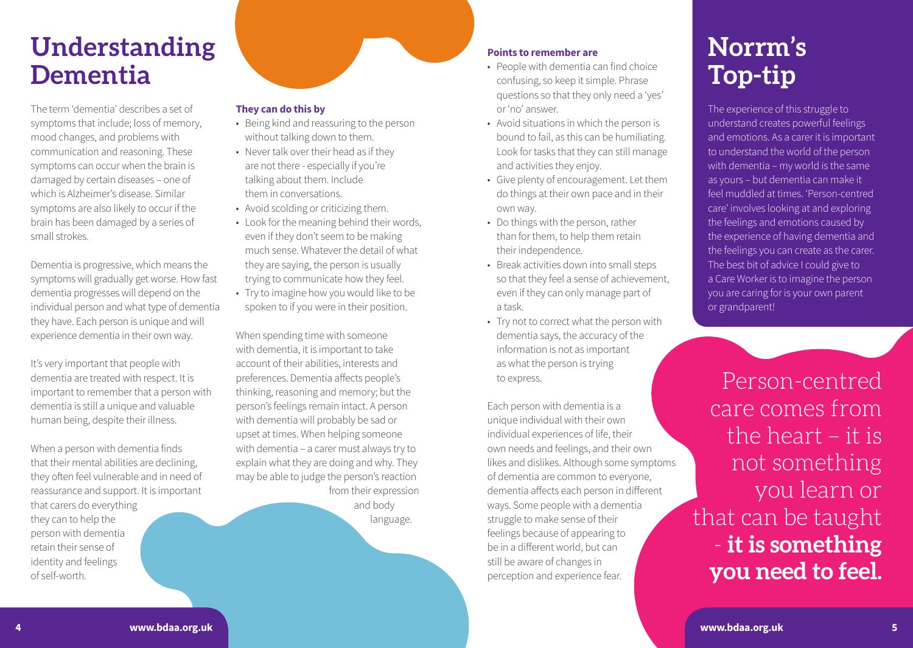# Understanding Dementia

The term 'dementia' describes a set of symptoms that include; loss of memory, mood changes, and problems with communication and reasoning. These symptoms can occur when the brain is damaged by certain diseases – one of which is Alzheimer's disease. Similar symptoms are also likely to occur if the brain has been damaged by a series of small strokes.

Dementia is progressive, which means the symptoms will gradually get worse. How fast dementia progresses will depend on the individual person and what type of dementia they have. Each person is unique and will experience dementia in their own way.

It's very important that people with dementia are treated with respect. It is important to remember that a person with dementia is still a unique and valuable human being, despite their illness.

When a person with dementia finds that their mental abilities are declining, they often feel vulnerable and in need of reassurance and support. It is important that carers do everything they can to help the person with dementia retain their sense of identity and feelings of self-worth.

**They can do this by**

- Being kind and reassuring to the person without talking down to them.
- Never talk over their head as if they are not there - especially if you're talking about them. Include them in conversations.
- Avoid scolding or criticizing them.
- Look for the meaning behind their words, even if they don't seem to be making much sense. Whatever the detail of what they are saying, the person is usually trying to communicate how they feel.
- Try to imagine how you would like to be spoken to if you were in their position.

When spending time with someone with dementia, it is important to take account of their abilities, interests and preferences. Dementia affects people's thinking, reasoning and memory; but the person's feelings remain intact. A person with dementia will probably be sad or upset at times. When helping someone with dementia – a carer must always try to explain what they are doing and why. They may be able to judge the person's reaction from their expression and body language.

**Points to remember are**

- People with dementia can find choice confusing, so keep it simple. Phrase questions so that they only need a 'yes' or 'no' answer.
- Avoid situations in which the person is bound to fail, as this can be humiliating. Look for tasks that they can still manage and activities they enjoy.
- Give plenty of encouragement. Let them do things at their own pace and in their own way.
- Do things with the person, rather than for them, to help them retain their independence.
- Break activities down into small steps so that they feel a sense of achievement, even if they can only manage part of a task.
- Try not to correct what the person with dementia says, the accuracy of the information is not as important as what the person is trying to express.

Each person with dementia is a unique individual with their own individual experiences of life, their own needs and feelings, and their own likes and dislikes. Although some symptoms of dementia are common to everyone, dementia affects each person in different ways. Some people with a dementia struggle to make sense of their feelings because of appearing to be in a different world, but can still be aware of changes in perception and experience fear.

## Norrm's Top-tip

The experience of this struggle to understand creates powerful feelings and emotions. As a carer it is important to understand the world of the person with dementia – my world is the same as yours – but dementia can make it feel muddled at times. 'Person-centred care' involves looking at and exploring the feelings and emotions caused by the experience of having dementia and the feelings you can create as the carer. The best bit of advice I could give to a Care Worker is to imagine the person you are caring for is your own parent or grandparent!

Person-centred care comes from the heart – it is not something you learn or that can be taught - **it is something you need to feel.**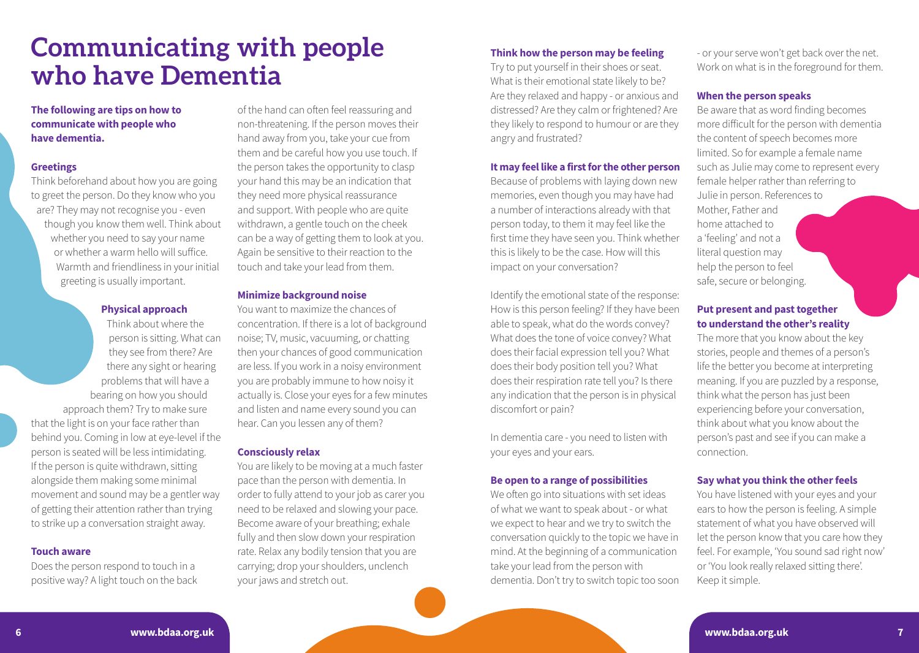# Communicating with people who have Dementia

**The following are tips on how to communicate with people who have dementia.**

### Greetings

Think beforehand about how you are going to greet the person. Do they know who you are? They may not recognise you - even though you know them well. Think about whether you need to say your name or whether a warm hello will suffice. Warmth and friendliness in your initial greeting is usually important.

### Physical approach

Think about where the person is sitting. What can they see from there? Are there any sight or hearing problems that will have a bearing on how you should approach them? Try to make sure that the light is on your face rather than behind you. Coming in low at eye-level if the person is seated will be less intimidating. If the person is quite withdrawn, sitting alongside them making some minimal movement and sound may be a gentler way of getting their attention rather than trying to strike up a conversation straight away.

### Touch aware

Does the person respond to touch in a positive way? A light touch on the back of the hand can often feel reassuring and non-threatening. If the person moves their hand away from you, take your cue from them and be careful how you use touch. If the person takes the opportunity to clasp your hand this may be an indication that they need more physical reassurance and support. With people who are quite withdrawn, a gentle touch on the cheek can be a way of getting them to look at you. Again be sensitive to their reaction to the touch and take your lead from them.

### Minimize background noise

You want to maximize the chances of concentration. If there is a lot of background noise; TV, music, vacuuming, or chatting then your chances of good communication are less. If you work in a noisy environment you are probably immune to how noisy it actually is. Close your eyes for a few minutes and listen and name every sound you can hear. Can you lessen any of them?

### Consciously relax

You are likely to be moving at a much faster pace than the person with dementia. In order to fully attend to your job as carer you need to be relaxed and slowing your pace. Become aware of your breathing; exhale fully and then slow down your respiration rate. Relax any bodily tension that you are carrying; drop your shoulders, unclench your jaws and stretch out.

### Think how the person may be feeling

Try to put yourself in their shoes or seat. What is their emotional state likely to be? Are they relaxed and happy - or anxious and distressed? Are they calm or frightened? Are they likely to respond to humour or are they angry and frustrated?

### It may feel like a first for the other person

Because of problems with laying down new memories, even though you may have had a number of interactions already with that person today, to them it may feel like the first time they have seen you. Think whether this is likely to be the case. How will this impact on your conversation?

Identify the emotional state of the response: How is this person feeling? If they have been able to speak, what do the words convey? What does the tone of voice convey? What does their facial expression tell you? What does their body position tell you? What does their respiration rate tell you? Is there any indication that the person is in physical discomfort or pain?

In dementia care - you need to listen with your eyes and your ears.

### Be open to a range of possibilities

We often go into situations with set ideas of what we want to speak about - or what we expect to hear and we try to switch the conversation quickly to the topic we have in mind. At the beginning of a communication take your lead from the person with dementia. Don't try to switch topic too soon - or your serve won't get back over the net. Work on what is in the foreground for them.

### When the person speaks

Be aware that as word finding becomes more difficult for the person with dementia the content of speech becomes more limited. So for example a female name such as Julie may come to represent every female helper rather than referring to Julie in person. References to Mother, Father and home attached to a 'feeling' and not a literal question may help the person to feel safe, secure or belonging.

### Put present and past together to understand the other's reality

The more that you know about the key stories, people and themes of a person's life the better you become at interpreting meaning. If you are puzzled by a response, think what the person has just been experiencing before your conversation, think about what you know about the person's past and see if you can make a connection.

### Say what you think the other feels

You have listened with your eyes and your ears to how the person is feeling. A simple statement of what you have observed will let the person know that you care how they feel. For example, 'You sound sad right now' or 'You look really relaxed sitting there'. Keep it simple.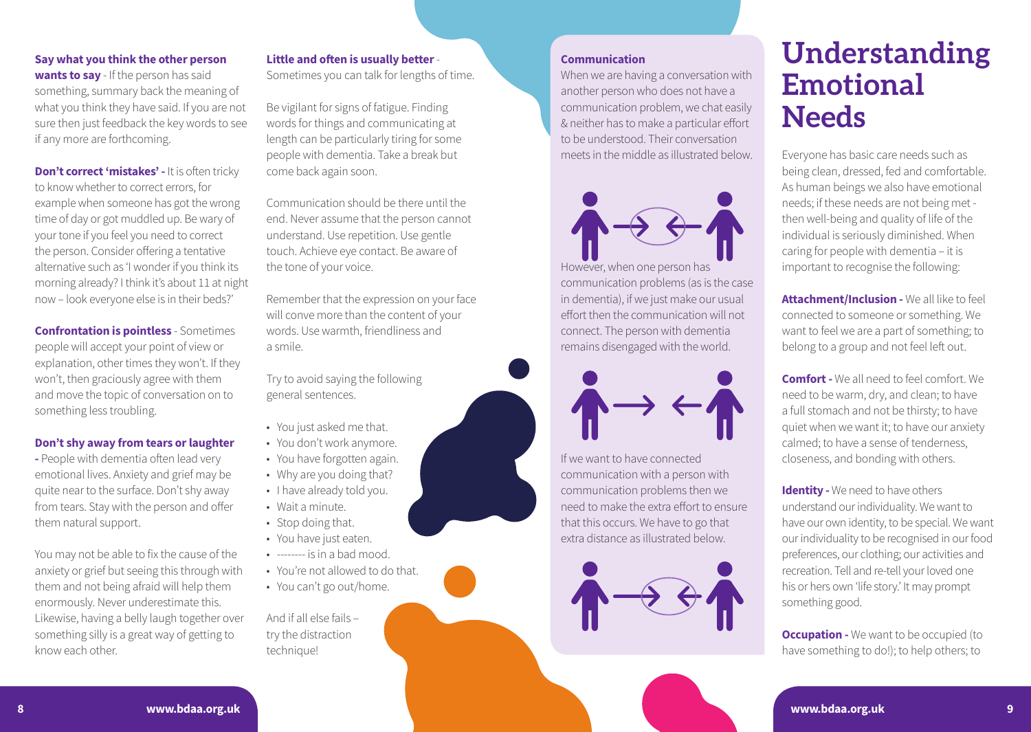**Say what you think the other person wants to say** - If the person has said something, summary back the meaning of what you think they have said. If you are not sure then just feedback the key words to see if any more are forthcoming.

**Don't correct 'mistakes' -** It is often tricky to know whether to correct errors, for example when someone has got the wrong time of day or got muddled up. Be wary of your tone if you feel you need to correct the person. Consider offering a tentative alternative such as 'I wonder if you think its morning already? I think it's about 11 at night now – look everyone else is in their beds?'

**Confrontation is pointless** - Sometimes people will accept your point of view or explanation, other times they won't. If they won't, then graciously agree with them and move the topic of conversation on to something less troubling.

**Don't shy away from tears or laughter -** People with dementia often lead very emotional lives. Anxiety and grief may be quite near to the surface. Don't shy away from tears. Stay with the person and offer them natural support.

You may not be able to fix the cause of the anxiety or grief but seeing this through with them and not being afraid will help them enormously. Never underestimate this. Likewise, having a belly laugh together over something silly is a great way of getting to know each other.

**Little and often is usually better** - Sometimes you can talk for lengths of time.

Be vigilant for signs of fatigue. Finding words for things and communicating at length can be particularly tiring for some people with dementia. Take a break but come back again soon.

Communication should be there until the end. Never assume that the person cannot understand. Use repetition. Use gentle touch. Achieve eye contact. Be aware of the tone of your voice.

Remember that the expression on your face will conve more than the content of your words. Use warmth, friendliness and a smile.

Try to avoid saying the following general sentences.

- You just asked me that.
- You don't work anymore.
- You have forgotten again.
- Why are you doing that?
- I have already told you.
- Wait a minute.
- Stop doing that.
- You have just eaten.
- -------- is in a bad mood.
- You're not allowed to do that.
- You can't go out/home.

And if all else fails – try the distraction technique!

**Communication**

When we are having a conversation with another person who does not have a communication problem, we chat easily & neither has to make a particular effort to be understood. Their conversation meets in the middle as illustrated below.

However, when one person has communication problems (as is the case in dementia), if we just make our usual effort then the communication will not connect. The person with dementia remains disengaged with the world.

If we want to have connected communication with a person with communication problems then we need to make the extra effort to ensure that this occurs. We have to go that extra distance as illustrated below.

# Understanding Emotional Needs

Everyone has basic care needs such as being clean, dressed, fed and comfortable. As human beings we also have emotional needs; if these needs are not being met - then well-being and quality of life of the individual is seriously diminished. When caring for people with dementia – it is important to recognise the following:

**Attachment/Inclusion -** We all like to feel connected to someone or something. We want to feel we are a part of something; to belong to a group and not feel left out.

**Comfort -** We all need to feel comfort. We need to be warm, dry, and clean; to have a full stomach and not be thirsty; to have quiet when we want it; to have our anxiety calmed; to have a sense of tenderness, closeness, and bonding with others.

**Identity -** We need to have others understand our individuality. We want to have our own identity, to be special. We want our individuality to be recognised in our food preferences, our clothing; our activities and recreation. Tell and re-tell your loved one his or hers own 'life story.' It may prompt something good.

**Occupation -** We want to be occupied (to have something to do!); to help others; to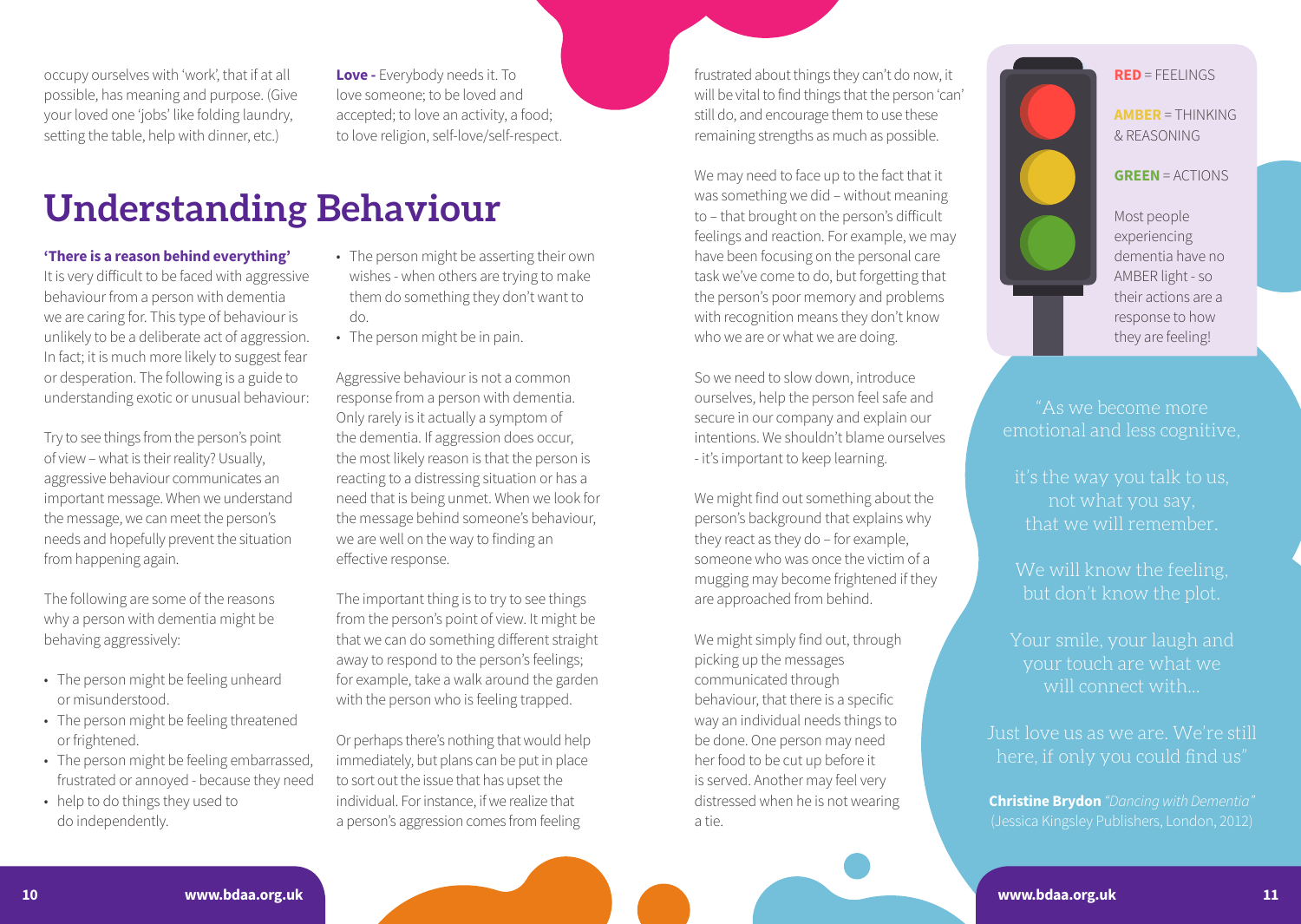occupy ourselves with 'work', that if at all possible, has meaning and purpose. (Give your loved one 'jobs' like folding laundry, setting the table, help with dinner, etc.)

**Love -** Everybody needs it. To love someone; to be loved and accepted; to love an activity, a food; to love religion, self-love/self-respect.

# Understanding Behaviour

**'There is a reason behind everything'**
It is very difficult to be faced with aggressive behaviour from a person with dementia we are caring for. This type of behaviour is unlikely to be a deliberate act of aggression. In fact; it is much more likely to suggest fear or desperation. The following is a guide to understanding exotic or unusual behaviour:

Try to see things from the person's point of view – what is their reality? Usually, aggressive behaviour communicates an important message. When we understand the message, we can meet the person's needs and hopefully prevent the situation from happening again.

The following are some of the reasons why a person with dementia might be behaving aggressively:

- The person might be feeling unheard or misunderstood.
- The person might be feeling threatened or frightened.
- The person might be feeling embarrassed, frustrated or annoyed - because they need
- help to do things they used to do independently.
- The person might be asserting their own wishes - when others are trying to make them do something they don't want to do.
- The person might be in pain.

Aggressive behaviour is not a common response from a person with dementia. Only rarely is it actually a symptom of the dementia. If aggression does occur, the most likely reason is that the person is reacting to a distressing situation or has a need that is being unmet. When we look for the message behind someone's behaviour, we are well on the way to finding an effective response.

The important thing is to try to see things from the person's point of view. It might be that we can do something different straight away to respond to the person's feelings; for example, take a walk around the garden with the person who is feeling trapped.

Or perhaps there's nothing that would help immediately, but plans can be put in place to sort out the issue that has upset the individual. For instance, if we realize that a person's aggression comes from feeling frustrated about things they can't do now, it will be vital to find things that the person 'can' still do, and encourage them to use these remaining strengths as much as possible.

We may need to face up to the fact that it was something we did – without meaning to – that brought on the person's difficult feelings and reaction. For example, we may have been focusing on the personal care task we've come to do, but forgetting that the person's poor memory and problems with recognition means they don't know who we are or what we are doing.

So we need to slow down, introduce ourselves, help the person feel safe and secure in our company and explain our intentions. We shouldn't blame ourselves - it's important to keep learning.

We might find out something about the person's background that explains why they react as they do – for example, someone who was once the victim of a mugging may become frightened if they are approached from behind.

We might simply find out, through picking up the messages communicated through behaviour, that there is a specific way an individual needs things to be done. One person may need her food to be cut up before it is served. Another may feel very distressed when he is not wearing a tie.

**RED** = FEELINGS

**AMBER** = THINKING & REASONING

**GREEN** = ACTIONS

Most people experiencing dementia have no AMBER light - so their actions are a response to how they are feeling!

"As we become more emotional and less cognitive,

it's the way you talk to us, not what you say, that we will remember.

We will know the feeling, but don't know the plot.

Your smile, your laugh and your touch are what we will connect with...

Just love us as we are. We're still here, if only you could find us"

**Christine Brydon** *"Dancing with Dementia"* (Jessica Kingsley Publishers, London, 2012)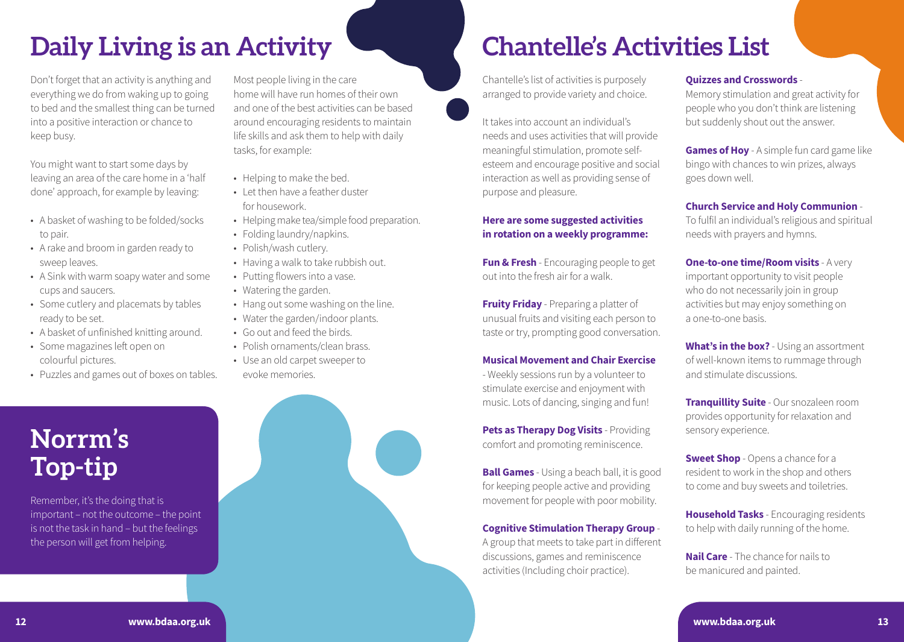# Daily Living is an Activity

Don't forget that an activity is anything and everything we do from waking up to going to bed and the smallest thing can be turned into a positive interaction or chance to keep busy.

You might want to start some days by leaving an area of the care home in a 'half done' approach, for example by leaving:

- A basket of washing to be folded/socks to pair.
- A rake and broom in garden ready to sweep leaves.
- A Sink with warm soapy water and some cups and saucers.
- Some cutlery and placemats by tables ready to be set.
- A basket of unfinished knitting around.
- Some magazines left open on colourful pictures.
- Puzzles and games out of boxes on tables.

Most people living in the care home will have run homes of their own and one of the best activities can be based around encouraging residents to maintain life skills and ask them to help with daily tasks, for example:

- Helping to make the bed.
- Let then have a feather duster for housework.
- Helping make tea/simple food preparation.
- Folding laundry/napkins.
- Polish/wash cutlery.
- Having a walk to take rubbish out.
- Putting flowers into a vase.
- Watering the garden.
- Hang out some washing on the line.
- Water the garden/indoor plants.
- Go out and feed the birds.
- Polish ornaments/clean brass.
- Use an old carpet sweeper to evoke memories.

## Norrm's Top-tip

Remember, it's the doing that is important – not the outcome – the point is not the task in hand – but the feelings the person will get from helping.

# Chantelle's Activities List

Chantelle's list of activities is purposely arranged to provide variety and choice.

It takes into account an individual's needs and uses activities that will provide meaningful stimulation, promote self-esteem and encourage positive and social interaction as well as providing sense of purpose and pleasure.

**Here are some suggested activities in rotation on a weekly programme:**

**Fun & Fresh** - Encouraging people to get out into the fresh air for a walk.

**Fruity Friday** - Preparing a platter of unusual fruits and visiting each person to taste or try, prompting good conversation.

**Musical Movement and Chair Exercise** - Weekly sessions run by a volunteer to stimulate exercise and enjoyment with music. Lots of dancing, singing and fun!

**Pets as Therapy Dog Visits** - Providing comfort and promoting reminiscence.

**Ball Games** - Using a beach ball, it is good for keeping people active and providing movement for people with poor mobility.

**Cognitive Stimulation Therapy Group** - A group that meets to take part in different discussions, games and reminiscence activities (Including choir practice).

**Quizzes and Crosswords** - Memory stimulation and great activity for people who you don't think are listening but suddenly shout out the answer.

**Games of Hoy** - A simple fun card game like bingo with chances to win prizes, always goes down well.

**Church Service and Holy Communion** - To fulfil an individual's religious and spiritual needs with prayers and hymns.

**One-to-one time/Room visits** - A very important opportunity to visit people who do not necessarily join in group activities but may enjoy something on a one-to-one basis.

**What's in the box?** - Using an assortment of well-known items to rummage through and stimulate discussions.

**Tranquillity Suite** - Our snozaleen room provides opportunity for relaxation and sensory experience.

**Sweet Shop** - Opens a chance for a resident to work in the shop and others to come and buy sweets and toiletries.

**Household Tasks** - Encouraging residents to help with daily running of the home.

**Nail Care** - The chance for nails to be manicured and painted.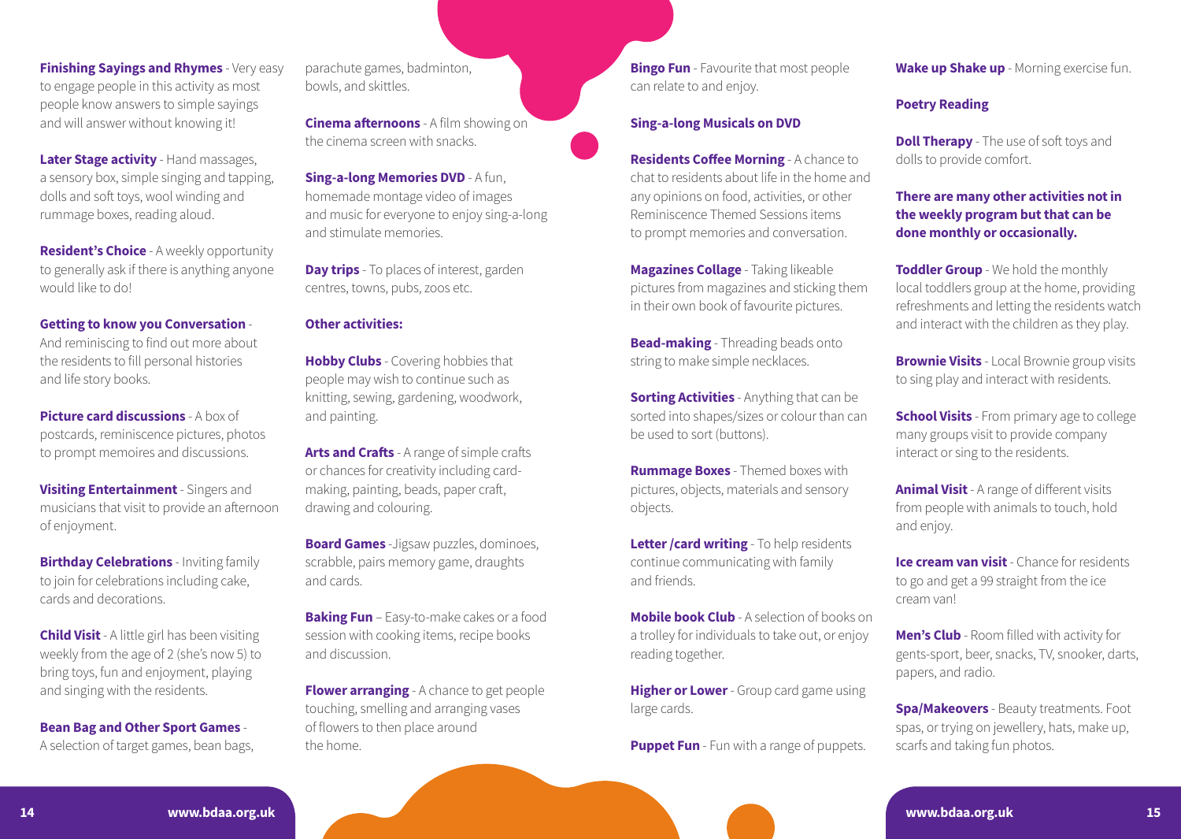**Finishing Sayings and Rhymes** - Very easy to engage people in this activity as most people know answers to simple sayings and will answer without knowing it!

**Later Stage activity** - Hand massages, a sensory box, simple singing and tapping, dolls and soft toys, wool winding and rummage boxes, reading aloud.

**Resident's Choice** - A weekly opportunity to generally ask if there is anything anyone would like to do!

**Getting to know you Conversation** - And reminiscing to find out more about the residents to fill personal histories and life story books.

**Picture card discussions** - A box of postcards, reminiscence pictures, photos to prompt memoires and discussions.

**Visiting Entertainment** - Singers and musicians that visit to provide an afternoon of enjoyment.

**Birthday Celebrations** - Inviting family to join for celebrations including cake, cards and decorations.

**Child Visit** - A little girl has been visiting weekly from the age of 2 (she's now 5) to bring toys, fun and enjoyment, playing and singing with the residents.

**Bean Bag and Other Sport Games** - A selection of target games, bean bags, parachute games, badminton, bowls, and skittles.

**Cinema afternoons** - A film showing on the cinema screen with snacks.

**Sing-a-long Memories DVD** - A fun, homemade montage video of images and music for everyone to enjoy sing-a-long and stimulate memories.

**Day trips** - To places of interest, garden centres, towns, pubs, zoos etc.

**Other activities:**

**Hobby Clubs** - Covering hobbies that people may wish to continue such as knitting, sewing, gardening, woodwork, and painting.

**Arts and Crafts** - A range of simple crafts or chances for creativity including card-making, painting, beads, paper craft, drawing and colouring.

**Board Games** -Jigsaw puzzles, dominoes, scrabble, pairs memory game, draughts and cards.

**Baking Fun** – Easy-to-make cakes or a food session with cooking items, recipe books and discussion.

**Flower arranging** - A chance to get people touching, smelling and arranging vases of flowers to then place around the home.

**Bingo Fun** - Favourite that most people can relate to and enjoy.

**Sing-a-long Musicals on DVD**

**Residents Coffee Morning** - A chance to chat to residents about life in the home and any opinions on food, activities, or other Reminiscence Themed Sessions items to prompt memories and conversation.

**Magazines Collage** - Taking likeable pictures from magazines and sticking them in their own book of favourite pictures.

**Bead-making** - Threading beads onto string to make simple necklaces.

**Sorting Activities** - Anything that can be sorted into shapes/sizes or colour than can be used to sort (buttons).

**Rummage Boxes** - Themed boxes with pictures, objects, materials and sensory objects.

**Letter /card writing** - To help residents continue communicating with family and friends.

**Mobile book Club** - A selection of books on a trolley for individuals to take out, or enjoy reading together.

**Higher or Lower** - Group card game using large cards.

**Puppet Fun** - Fun with a range of puppets.

**Wake up Shake up** - Morning exercise fun.

**Poetry Reading**

**Doll Therapy** - The use of soft toys and dolls to provide comfort.

**There are many other activities not in the weekly program but that can be done monthly or occasionally.**

**Toddler Group** - We hold the monthly local toddlers group at the home, providing refreshments and letting the residents watch and interact with the children as they play.

**Brownie Visits** - Local Brownie group visits to sing play and interact with residents.

**School Visits** - From primary age to college many groups visit to provide company interact or sing to the residents.

**Animal Visit** - A range of different visits from people with animals to touch, hold and enjoy.

**Ice cream van visit** - Chance for residents to go and get a 99 straight from the ice cream van!

**Men's Club** - Room filled with activity for gents-sport, beer, snacks, TV, snooker, darts, papers, and radio.

**Spa/Makeovers** - Beauty treatments. Foot spas, or trying on jewellery, hats, make up, scarfs and taking fun photos.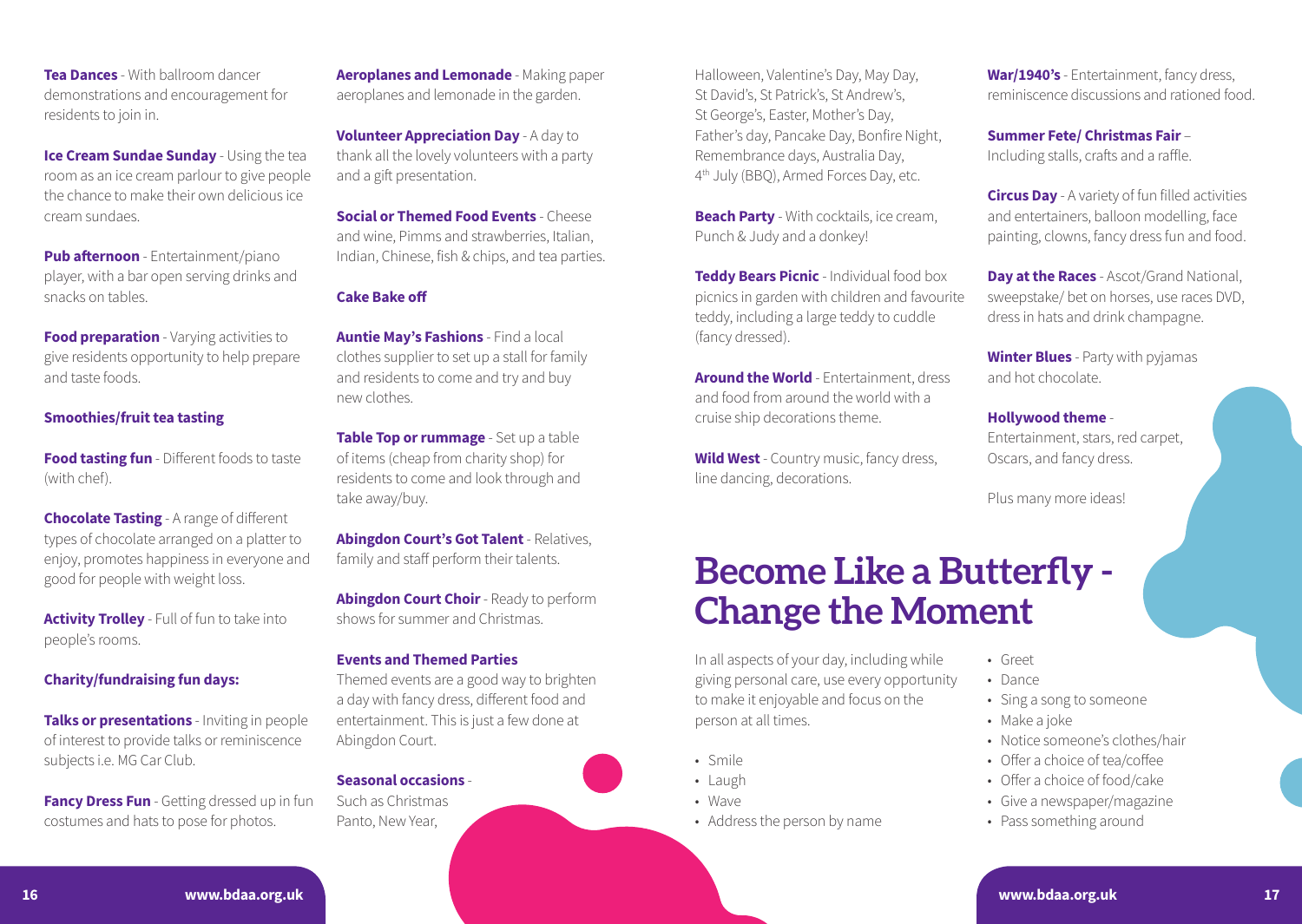**Tea Dances** - With ballroom dancer demonstrations and encouragement for residents to join in.

**Ice Cream Sundae Sunday** - Using the tea room as an ice cream parlour to give people the chance to make their own delicious ice cream sundaes.

**Pub afternoon** - Entertainment/piano player, with a bar open serving drinks and snacks on tables.

**Food preparation** - Varying activities to give residents opportunity to help prepare and taste foods.

**Smoothies/fruit tea tasting**

**Food tasting fun** - Different foods to taste (with chef).

**Chocolate Tasting** - A range of different types of chocolate arranged on a platter to enjoy, promotes happiness in everyone and good for people with weight loss.

**Activity Trolley** - Full of fun to take into people's rooms.

**Charity/fundraising fun days:**

**Talks or presentations** - Inviting in people of interest to provide talks or reminiscence subjects i.e. MG Car Club.

**Fancy Dress Fun** - Getting dressed up in fun costumes and hats to pose for photos.

**Aeroplanes and Lemonade** - Making paper aeroplanes and lemonade in the garden.

**Volunteer Appreciation Day** - A day to thank all the lovely volunteers with a party and a gift presentation.

**Social or Themed Food Events** - Cheese and wine, Pimms and strawberries, Italian, Indian, Chinese, fish & chips, and tea parties.

**Cake Bake off**

**Auntie May's Fashions** - Find a local clothes supplier to set up a stall for family and residents to come and try and buy new clothes.

**Table Top or rummage** - Set up a table of items (cheap from charity shop) for residents to come and look through and take away/buy.

**Abingdon Court's Got Talent** - Relatives, family and staff perform their talents.

**Abingdon Court Choir** - Ready to perform shows for summer and Christmas.

**Events and Themed Parties**

Themed events are a good way to brighten a day with fancy dress, different food and entertainment. This is just a few done at Abingdon Court.

**Seasonal occasions** - Such as Christmas Panto, New Year, Halloween, Valentine's Day, May Day, St David's, St Patrick's, St Andrew's, St George's, Easter, Mother's Day, Father's day, Pancake Day, Bonfire Night, Remembrance days, Australia Day, 4th July (BBQ), Armed Forces Day, etc.

**Beach Party** - With cocktails, ice cream, Punch & Judy and a donkey!

**Teddy Bears Picnic** - Individual food box picnics in garden with children and favourite teddy, including a large teddy to cuddle (fancy dressed).

**Around the World** - Entertainment, dress and food from around the world with a cruise ship decorations theme.

**Wild West** - Country music, fancy dress, line dancing, decorations.

**War/1940's** - Entertainment, fancy dress, reminiscence discussions and rationed food.

**Summer Fete/ Christmas Fair** – Including stalls, crafts and a raffle.

**Circus Day** - A variety of fun filled activities and entertainers, balloon modelling, face painting, clowns, fancy dress fun and food.

**Day at the Races** - Ascot/Grand National, sweepstake/ bet on horses, use races DVD, dress in hats and drink champagne.

**Winter Blues** - Party with pyjamas and hot chocolate.

**Hollywood theme** - Entertainment, stars, red carpet, Oscars, and fancy dress.

Plus many more ideas!

# Become Like a Butterfly - Change the Moment

In all aspects of your day, including while giving personal care, use every opportunity to make it enjoyable and focus on the person at all times.

- Smile
- Laugh
- Wave
- Address the person by name
- Greet
- Dance
- Sing a song to someone
- Make a joke
- Notice someone's clothes/hair
- Offer a choice of tea/coffee
- Offer a choice of food/cake
- Give a newspaper/magazine
- Pass something around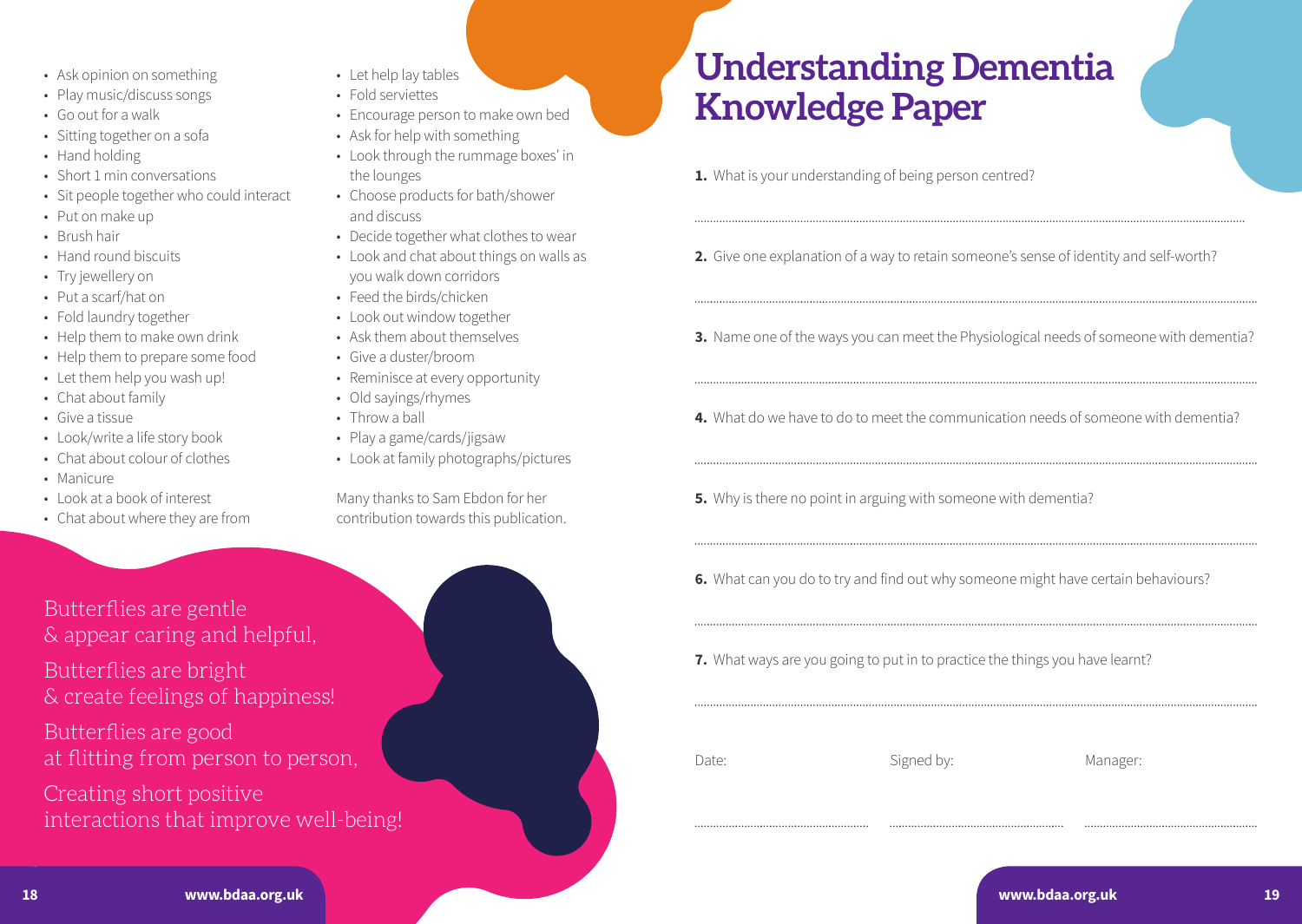- Ask opinion on something
- Play music/discuss songs
- Go out for a walk
- Sitting together on a sofa
- Hand holding
- Short 1 min conversations
- Sit people together who could interact
- Put on make up
- Brush hair
- Hand round biscuits
- Try jewellery on
- Put a scarf/hat on
- Fold laundry together
- Help them to make own drink
- Help them to prepare some food
- Let them help you wash up!
- Chat about family
- Give a tissue
- Look/write a life story book
- Chat about colour of clothes
- Manicure
- Look at a book of interest
- Chat about where they are from
- Let help lay tables
- Fold serviettes
- Encourage person to make own bed
- Ask for help with something
- Look through the rummage boxes' in the lounges
- Choose products for bath/shower and discuss
- Decide together what clothes to wear
- Look and chat about things on walls as you walk down corridors
- Feed the birds/chicken
- Look out window together
- Ask them about themselves
- Give a duster/broom
- Reminisce at every opportunity
- Old sayings/rhymes
- Throw a ball
- Play a game/cards/jigsaw
- Look at family photographs/pictures

Many thanks to Sam Ebdon for her contribution towards this publication.

Butterflies are gentle
& appear caring and helpful,

Butterflies are bright
& create feelings of happiness!

Butterflies are good
at flitting from person to person,

Creating short positive
interactions that improve well-being!

# Understanding Dementia Knowledge Paper

**1.** What is your understanding of being person centred?

..........................................................................................................................................................

**2.** Give one explanation of a way to retain someone's sense of identity and self-worth?

..........................................................................................................................................................

**3.** Name one of the ways you can meet the Physiological needs of someone with dementia?

..........................................................................................................................................................

**4.** What do we have to do to meet the communication needs of someone with dementia?

..........................................................................................................................................................

**5.** Why is there no point in arguing with someone with dementia?

..........................................................................................................................................................

**6.** What can you do to try and find out why someone might have certain behaviours?

..........................................................................................................................................................

**7.** What ways are you going to put in to practice the things you have learnt?

..........................................................................................................................................................

Date: ........................................ Signed by: ........................................ Manager: ........................................